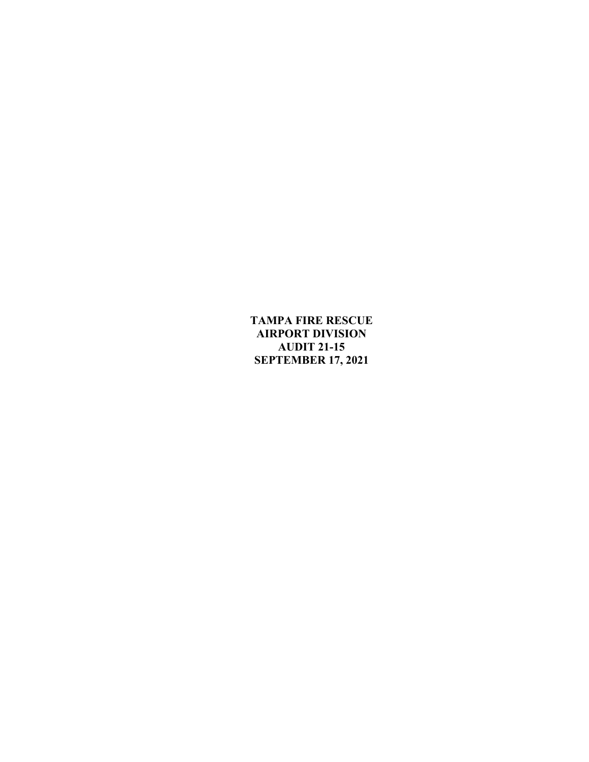**TAMPA FIRE RESCUE**
**AIRPORT DIVISION**
**AUDIT 21-15**
**SEPTEMBER 17, 2021**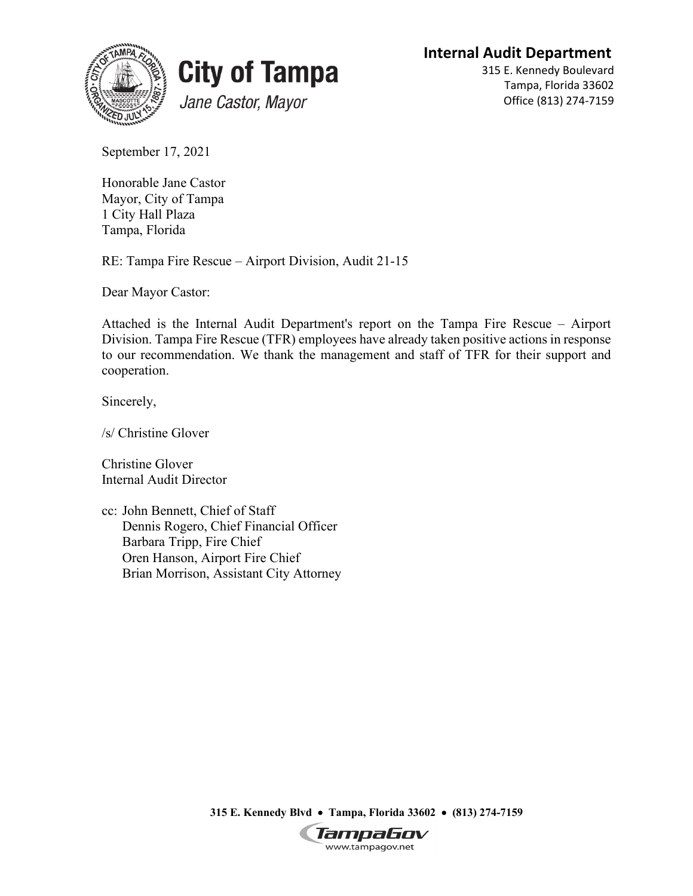**City of Tampa**
*Jane Castor, Mayor*

**Internal Audit Department**
315 E. Kennedy Boulevard
Tampa, Florida 33602
Office (813) 274-7159

September 17, 2021

Honorable Jane Castor
Mayor, City of Tampa
1 City Hall Plaza
Tampa, Florida

RE: Tampa Fire Rescue – Airport Division, Audit 21-15

Dear Mayor Castor:

Attached is the Internal Audit Department's report on the Tampa Fire Rescue – Airport Division. Tampa Fire Rescue (TFR) employees have already taken positive actions in response to our recommendation. We thank the management and staff of TFR for their support and cooperation.

Sincerely,

/s/ Christine Glover

Christine Glover
Internal Audit Director

cc: John Bennett, Chief of Staff
Dennis Rogero, Chief Financial Officer
Barbara Tripp, Fire Chief
Oren Hanson, Airport Fire Chief
Brian Morrison, Assistant City Attorney

**315 E. Kennedy Blvd • Tampa, Florida 33602 • (813) 274-7159**

TampaGov
www.tampagov.net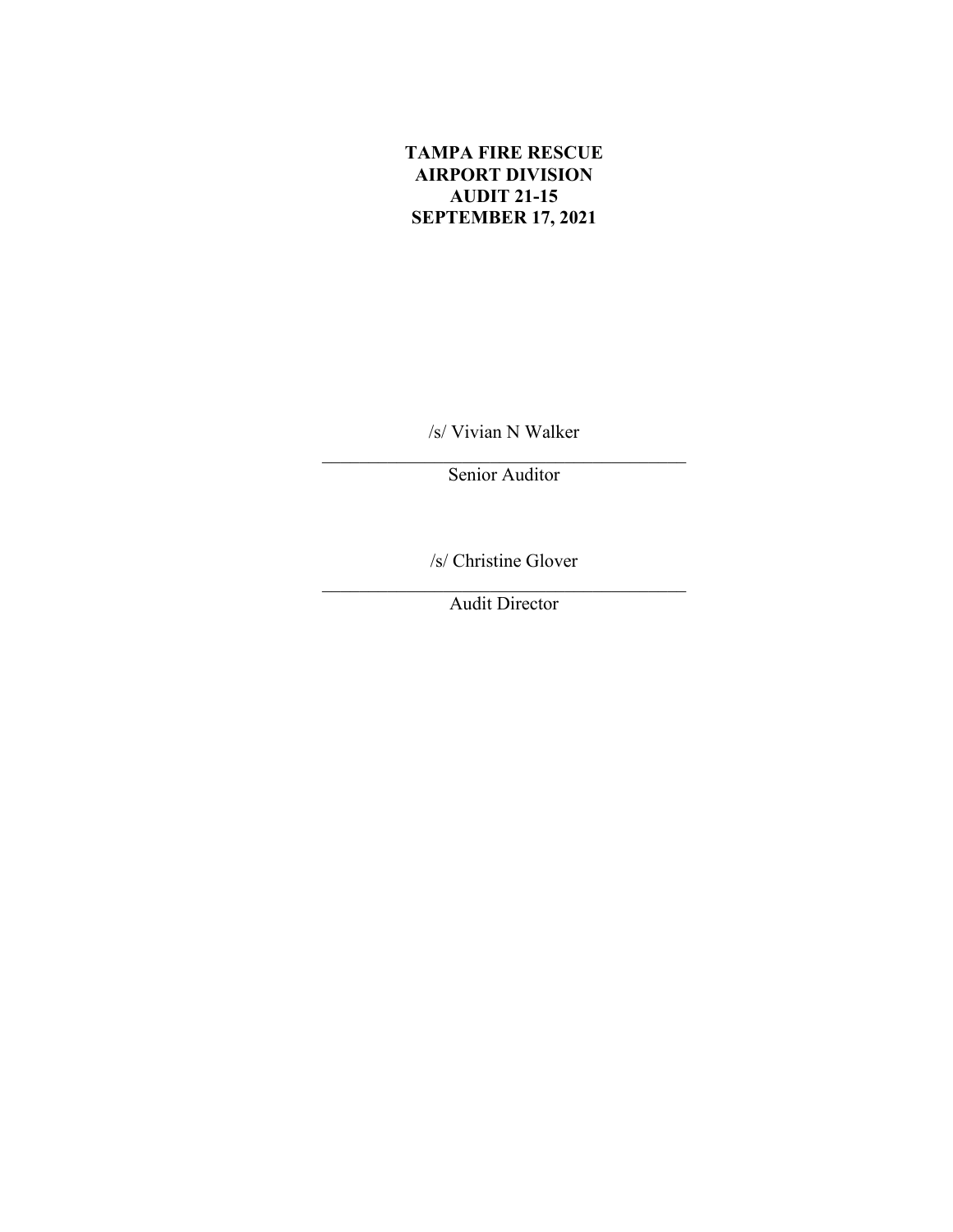**TAMPA FIRE RESCUE**
**AIRPORT DIVISION**
**AUDIT 21-15**
**SEPTEMBER 17, 2021**

/s/ Vivian N Walker

_______________________________________
Senior Auditor

/s/ Christine Glover

_______________________________________
Audit Director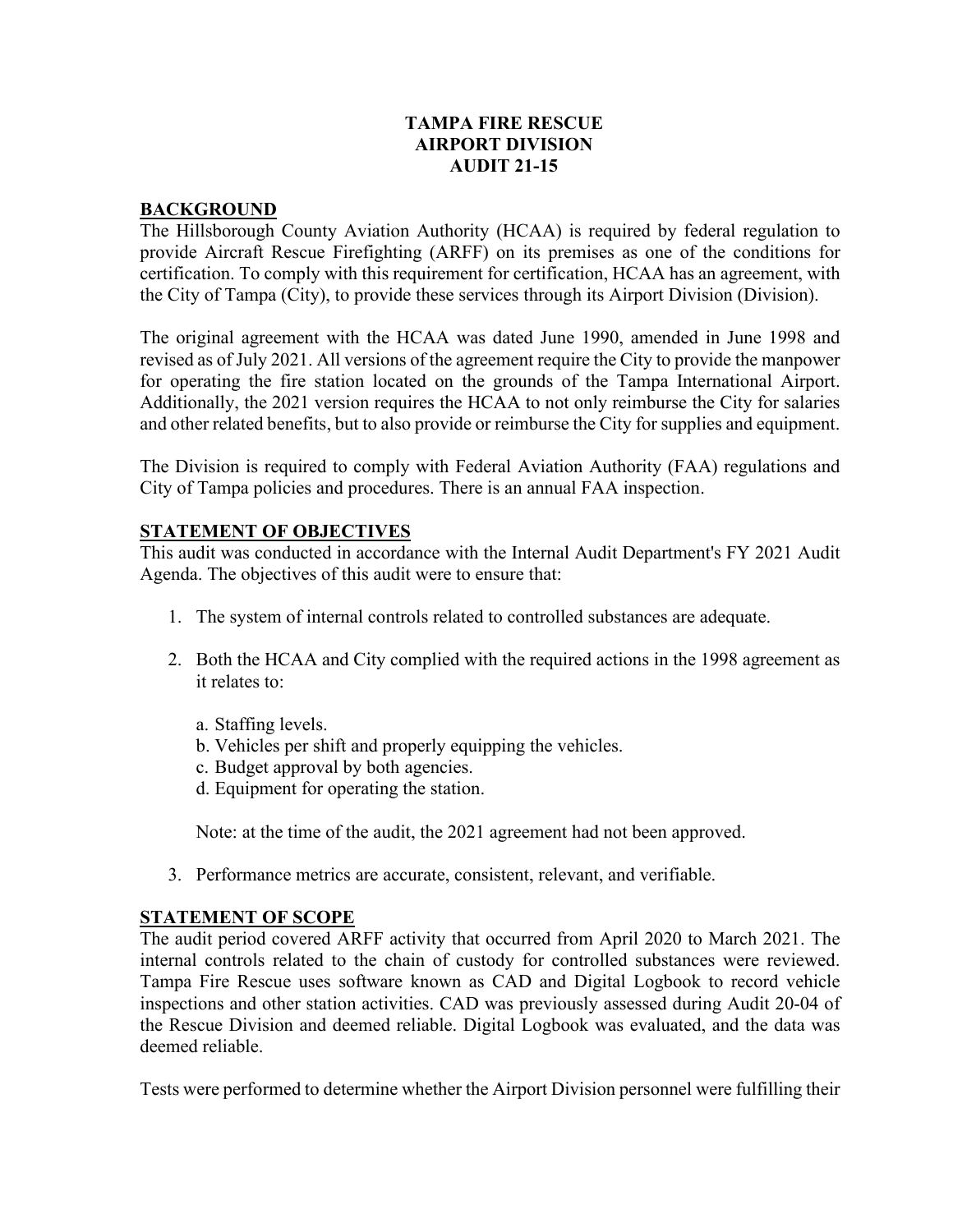**TAMPA FIRE RESCUE**
**AIRPORT DIVISION**
**AUDIT 21-15**

## BACKGROUND

The Hillsborough County Aviation Authority (HCAA) is required by federal regulation to provide Aircraft Rescue Firefighting (ARFF) on its premises as one of the conditions for certification. To comply with this requirement for certification, HCAA has an agreement, with the City of Tampa (City), to provide these services through its Airport Division (Division).

The original agreement with the HCAA was dated June 1990, amended in June 1998 and revised as of July 2021. All versions of the agreement require the City to provide the manpower for operating the fire station located on the grounds of the Tampa International Airport. Additionally, the 2021 version requires the HCAA to not only reimburse the City for salaries and other related benefits, but to also provide or reimburse the City for supplies and equipment.

The Division is required to comply with Federal Aviation Authority (FAA) regulations and City of Tampa policies and procedures. There is an annual FAA inspection.

## STATEMENT OF OBJECTIVES

This audit was conducted in accordance with the Internal Audit Department's FY 2021 Audit Agenda. The objectives of this audit were to ensure that:

1. The system of internal controls related to controlled substances are adequate.

2. Both the HCAA and City complied with the required actions in the 1998 agreement as it relates to:

   a. Staffing levels.
   b. Vehicles per shift and properly equipping the vehicles.
   c. Budget approval by both agencies.
   d. Equipment for operating the station.

   Note: at the time of the audit, the 2021 agreement had not been approved.

3. Performance metrics are accurate, consistent, relevant, and verifiable.

## STATEMENT OF SCOPE

The audit period covered ARFF activity that occurred from April 2020 to March 2021. The internal controls related to the chain of custody for controlled substances were reviewed. Tampa Fire Rescue uses software known as CAD and Digital Logbook to record vehicle inspections and other station activities. CAD was previously assessed during Audit 20-04 of the Rescue Division and deemed reliable. Digital Logbook was evaluated, and the data was deemed reliable.

Tests were performed to determine whether the Airport Division personnel were fulfilling their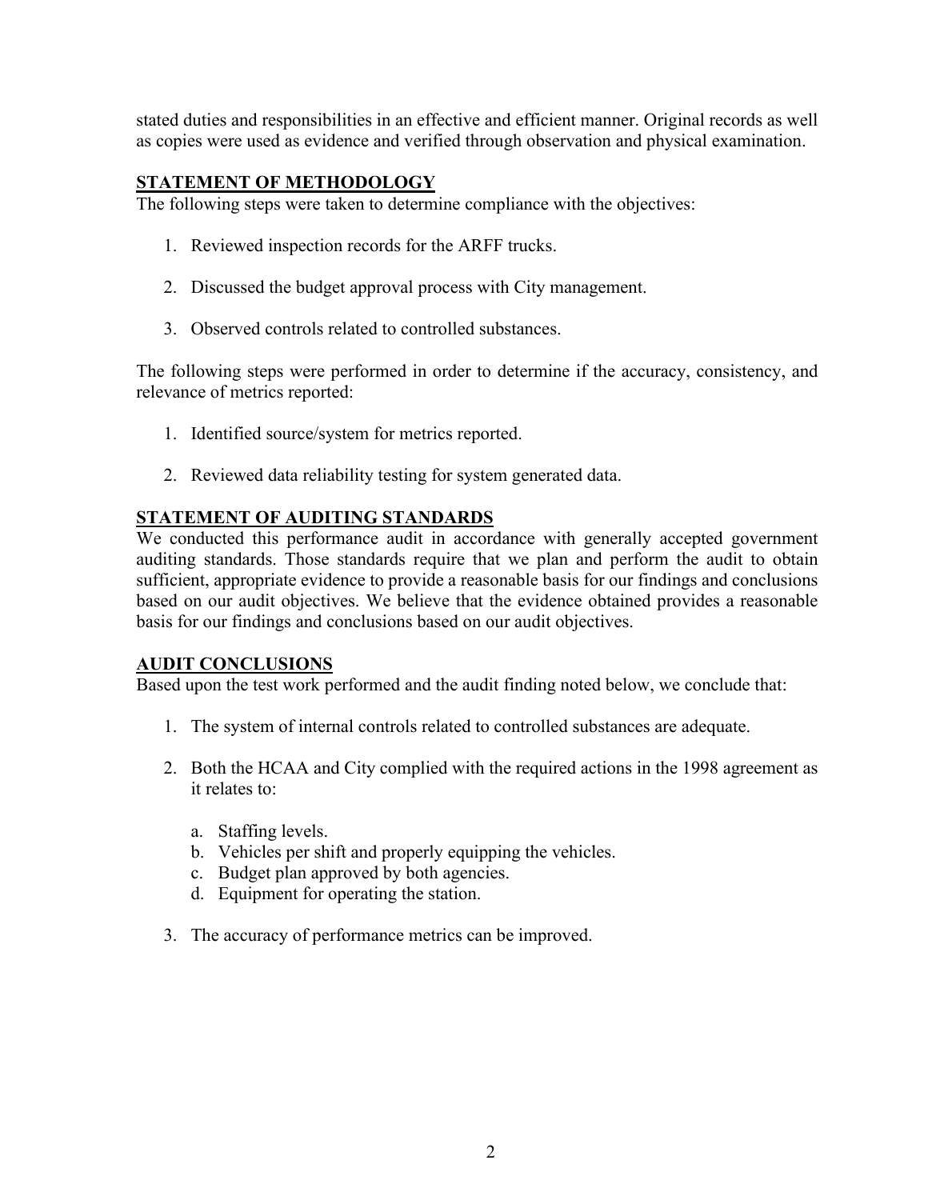stated duties and responsibilities in an effective and efficient manner. Original records as well as copies were used as evidence and verified through observation and physical examination.

## STATEMENT OF METHODOLOGY

The following steps were taken to determine compliance with the objectives:

1. Reviewed inspection records for the ARFF trucks.

2. Discussed the budget approval process with City management.

3. Observed controls related to controlled substances.

The following steps were performed in order to determine if the accuracy, consistency, and relevance of metrics reported:

1. Identified source/system for metrics reported.

2. Reviewed data reliability testing for system generated data.

## STATEMENT OF AUDITING STANDARDS

We conducted this performance audit in accordance with generally accepted government auditing standards. Those standards require that we plan and perform the audit to obtain sufficient, appropriate evidence to provide a reasonable basis for our findings and conclusions based on our audit objectives. We believe that the evidence obtained provides a reasonable basis for our findings and conclusions based on our audit objectives.

## AUDIT CONCLUSIONS

Based upon the test work performed and the audit finding noted below, we conclude that:

1. The system of internal controls related to controlled substances are adequate.

2. Both the HCAA and City complied with the required actions in the 1998 agreement as it relates to:

   a. Staffing levels.
   b. Vehicles per shift and properly equipping the vehicles.
   c. Budget plan approved by both agencies.
   d. Equipment for operating the station.

3. The accuracy of performance metrics can be improved.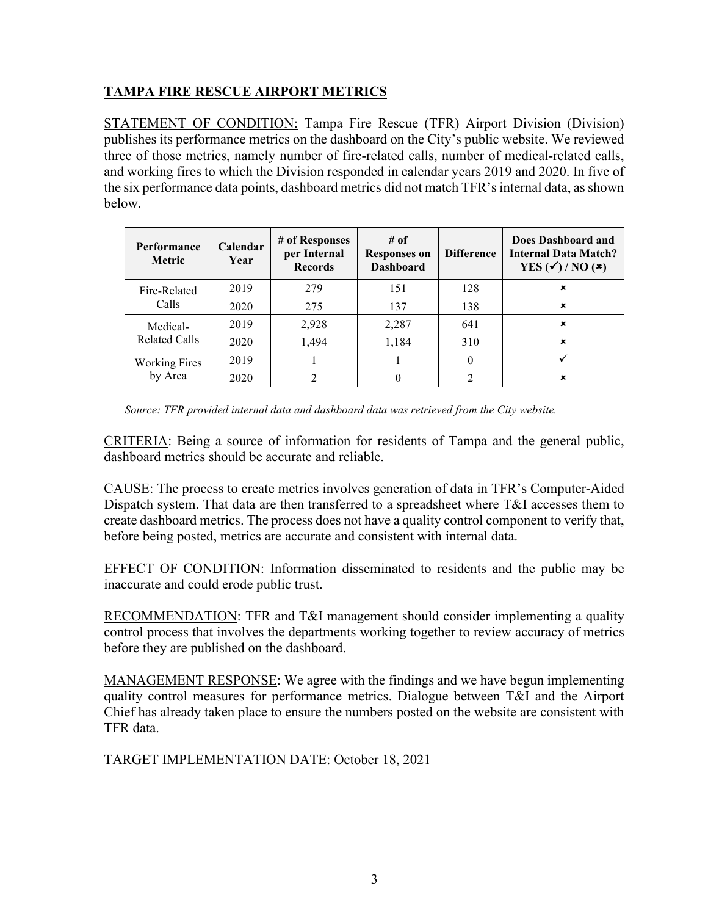## TAMPA FIRE RESCUE AIRPORT METRICS

STATEMENT OF CONDITION: Tampa Fire Rescue (TFR) Airport Division (Division) publishes its performance metrics on the dashboard on the City's public website. We reviewed three of those metrics, namely number of fire-related calls, number of medical-related calls, and working fires to which the Division responded in calendar years 2019 and 2020. In five of the six performance data points, dashboard metrics did not match TFR's internal data, as shown below.

| Performance Metric | Calendar Year | # of Responses per Internal Records | # of Responses on Dashboard | Difference | Does Dashboard and Internal Data Match? YES (✓) / NO (✖) |
|---|---|---|---|---|---|
| Fire-Related Calls | 2019 | 279 | 151 | 128 | ✖ |
| | 2020 | 275 | 137 | 138 | ✖ |
| Medical-Related Calls | 2019 | 2,928 | 2,287 | 641 | ✖ |
| | 2020 | 1,494 | 1,184 | 310 | ✖ |
| Working Fires by Area | 2019 | 1 | 1 | 0 | ✓ |
| | 2020 | 2 | 0 | 2 | ✖ |

*Source: TFR provided internal data and dashboard data was retrieved from the City website.*

CRITERIA: Being a source of information for residents of Tampa and the general public, dashboard metrics should be accurate and reliable.

CAUSE: The process to create metrics involves generation of data in TFR's Computer-Aided Dispatch system. That data are then transferred to a spreadsheet where T&I accesses them to create dashboard metrics. The process does not have a quality control component to verify that, before being posted, metrics are accurate and consistent with internal data.

EFFECT OF CONDITION: Information disseminated to residents and the public may be inaccurate and could erode public trust.

RECOMMENDATION: TFR and T&I management should consider implementing a quality control process that involves the departments working together to review accuracy of metrics before they are published on the dashboard.

MANAGEMENT RESPONSE: We agree with the findings and we have begun implementing quality control measures for performance metrics. Dialogue between T&I and the Airport Chief has already taken place to ensure the numbers posted on the website are consistent with TFR data.

TARGET IMPLEMENTATION DATE: October 18, 2021